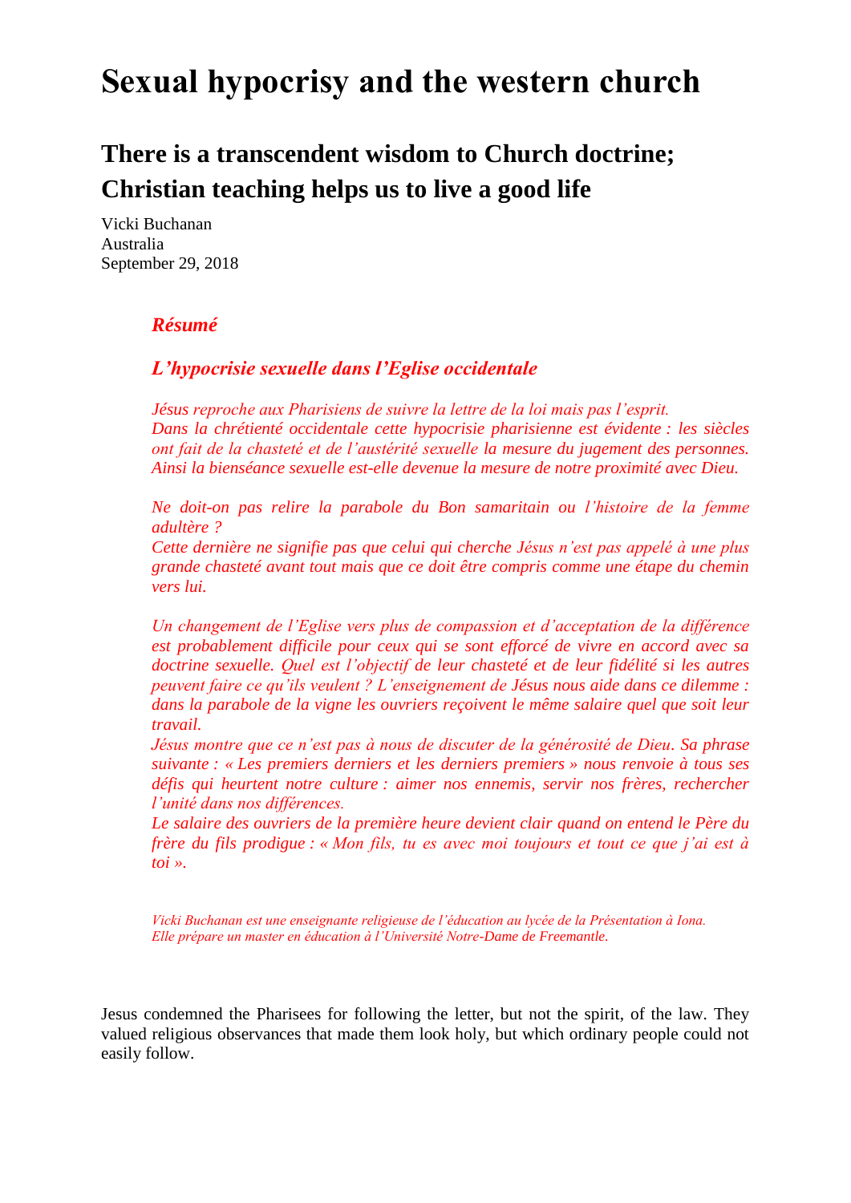# Sexual hypocrisy and the western church

## There is a transcendent wisdom to Church doctrine; Christian teaching helps us to live a good life

Vicki Buchanan
Australia
September 29, 2018

### *Résumé*

### *L'hypocrisie sexuelle dans l'Eglise occidentale*

*Jésus reproche aux Pharisiens de suivre la lettre de la loi mais pas l'esprit.*
*Dans la chrétienté occidentale cette hypocrisie pharisienne est évidente : les siècles ont fait de la chasteté et de l'austérité sexuelle la mesure du jugement des personnes. Ainsi la bienséance sexuelle est-elle devenue la mesure de notre proximité avec Dieu.*

*Ne doit-on pas relire la parabole du Bon samaritain ou l'histoire de la femme adultère ?*
*Cette dernière ne signifie pas que celui qui cherche Jésus n'est pas appelé à une plus grande chasteté avant tout mais que ce doit être compris comme une étape du chemin vers lui.*

*Un changement de l'Eglise vers plus de compassion et d'acceptation de la différence est probablement difficile pour ceux qui se sont efforcé de vivre en accord avec sa doctrine sexuelle. Quel est l'objectif de leur chasteté et de leur fidélité si les autres peuvent faire ce qu'ils veulent ? L'enseignement de Jésus nous aide dans ce dilemme : dans la parabole de la vigne les ouvriers reçoivent le même salaire quel que soit leur travail.*
*Jésus montre que ce n'est pas à nous de discuter de la générosité de Dieu. Sa phrase suivante : « Les premiers derniers et les derniers premiers » nous renvoie à tous ses défis qui heurtent notre culture : aimer nos ennemis, servir nos frères, rechercher l'unité dans nos différences.*
*Le salaire des ouvriers de la première heure devient clair quand on entend le Père du frère du fils prodigue : « Mon fils, tu es avec moi toujours et tout ce que j'ai est à toi ».*

*Vicki Buchanan est une enseignante religieuse de l'éducation au lycée de la Présentation à Iona.*
*Elle prépare un master en éducation à l'Université Notre-Dame de Freemantle.*

Jesus condemned the Pharisees for following the letter, but not the spirit, of the law. They valued religious observances that made them look holy, but which ordinary people could not easily follow.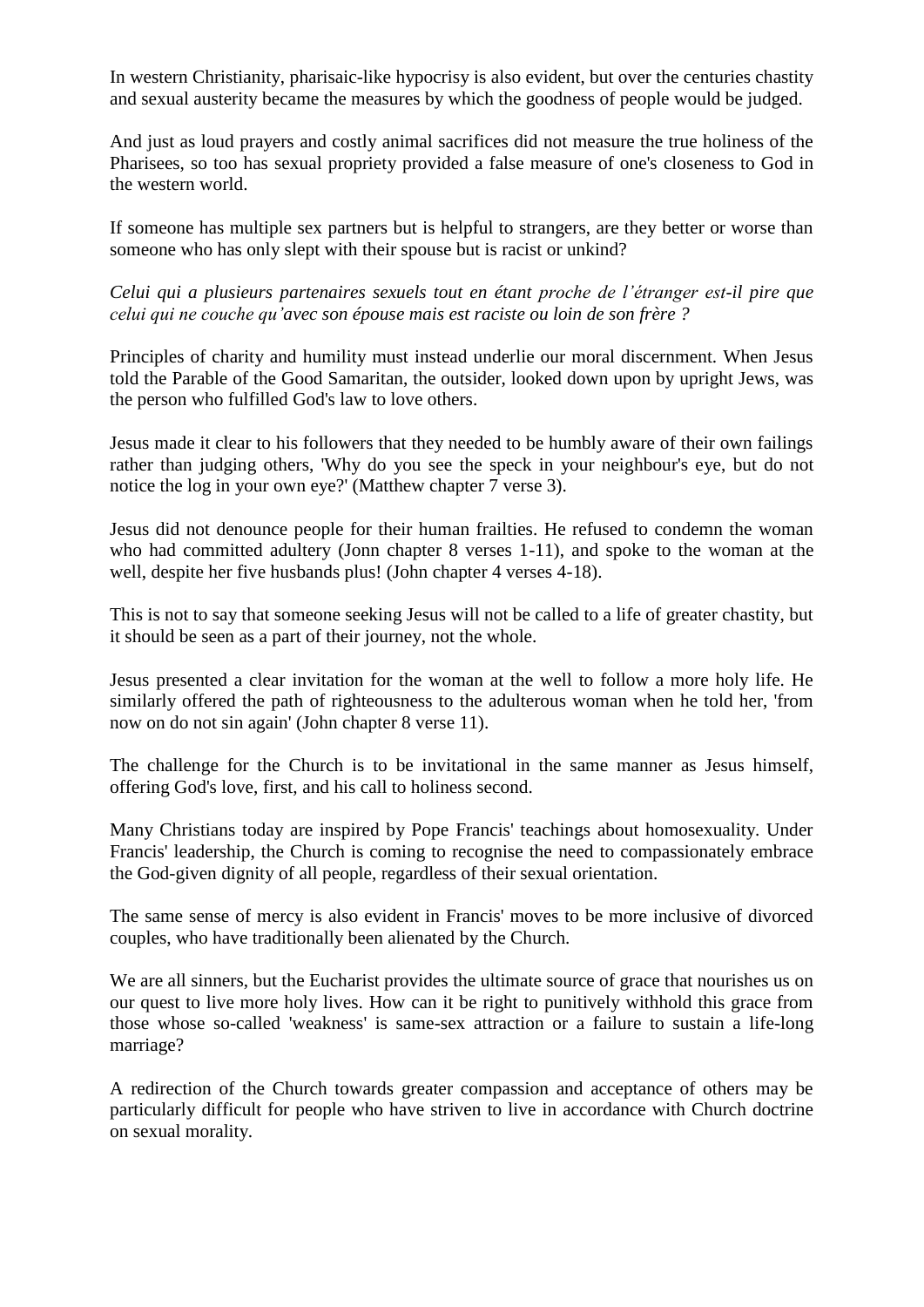In western Christianity, pharisaic-like hypocrisy is also evident, but over the centuries chastity and sexual austerity became the measures by which the goodness of people would be judged.

And just as loud prayers and costly animal sacrifices did not measure the true holiness of the Pharisees, so too has sexual propriety provided a false measure of one's closeness to God in the western world.

If someone has multiple sex partners but is helpful to strangers, are they better or worse than someone who has only slept with their spouse but is racist or unkind?

*Celui qui a plusieurs partenaires sexuels tout en étant proche de l'étranger est-il pire que celui qui ne couche qu'avec son épouse mais est raciste ou loin de son frère ?*

Principles of charity and humility must instead underlie our moral discernment. When Jesus told the Parable of the Good Samaritan, the outsider, looked down upon by upright Jews, was the person who fulfilled God's law to love others.

Jesus made it clear to his followers that they needed to be humbly aware of their own failings rather than judging others, 'Why do you see the speck in your neighbour's eye, but do not notice the log in your own eye?' (Matthew chapter 7 verse 3).

Jesus did not denounce people for their human frailties. He refused to condemn the woman who had committed adultery (Jonn chapter 8 verses 1-11), and spoke to the woman at the well, despite her five husbands plus! (John chapter 4 verses 4-18).

This is not to say that someone seeking Jesus will not be called to a life of greater chastity, but it should be seen as a part of their journey, not the whole.

Jesus presented a clear invitation for the woman at the well to follow a more holy life. He similarly offered the path of righteousness to the adulterous woman when he told her, 'from now on do not sin again' (John chapter 8 verse 11).

The challenge for the Church is to be invitational in the same manner as Jesus himself, offering God's love, first, and his call to holiness second.

Many Christians today are inspired by Pope Francis' teachings about homosexuality. Under Francis' leadership, the Church is coming to recognise the need to compassionately embrace the God-given dignity of all people, regardless of their sexual orientation.

The same sense of mercy is also evident in Francis' moves to be more inclusive of divorced couples, who have traditionally been alienated by the Church.

We are all sinners, but the Eucharist provides the ultimate source of grace that nourishes us on our quest to live more holy lives. How can it be right to punitively withhold this grace from those whose so-called 'weakness' is same-sex attraction or a failure to sustain a life-long marriage?

A redirection of the Church towards greater compassion and acceptance of others may be particularly difficult for people who have striven to live in accordance with Church doctrine on sexual morality.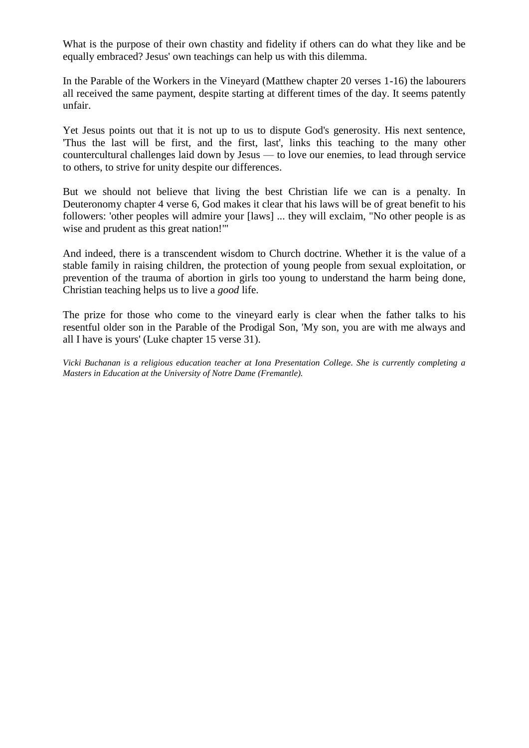What is the purpose of their own chastity and fidelity if others can do what they like and be equally embraced? Jesus' own teachings can help us with this dilemma.

In the Parable of the Workers in the Vineyard (Matthew chapter 20 verses 1-16) the labourers all received the same payment, despite starting at different times of the day. It seems patently unfair.

Yet Jesus points out that it is not up to us to dispute God's generosity. His next sentence, 'Thus the last will be first, and the first, last', links this teaching to the many other countercultural challenges laid down by Jesus — to love our enemies, to lead through service to others, to strive for unity despite our differences.

But we should not believe that living the best Christian life we can is a penalty. In Deuteronomy chapter 4 verse 6, God makes it clear that his laws will be of great benefit to his followers: 'other peoples will admire your [laws] ... they will exclaim, "No other people is as wise and prudent as this great nation!"'

And indeed, there is a transcendent wisdom to Church doctrine. Whether it is the value of a stable family in raising children, the protection of young people from sexual exploitation, or prevention of the trauma of abortion in girls too young to understand the harm being done, Christian teaching helps us to live a *good* life.

The prize for those who come to the vineyard early is clear when the father talks to his resentful older son in the Parable of the Prodigal Son, 'My son, you are with me always and all I have is yours' (Luke chapter 15 verse 31).

*Vicki Buchanan is a religious education teacher at Iona Presentation College. She is currently completing a Masters in Education at the University of Notre Dame (Fremantle).*